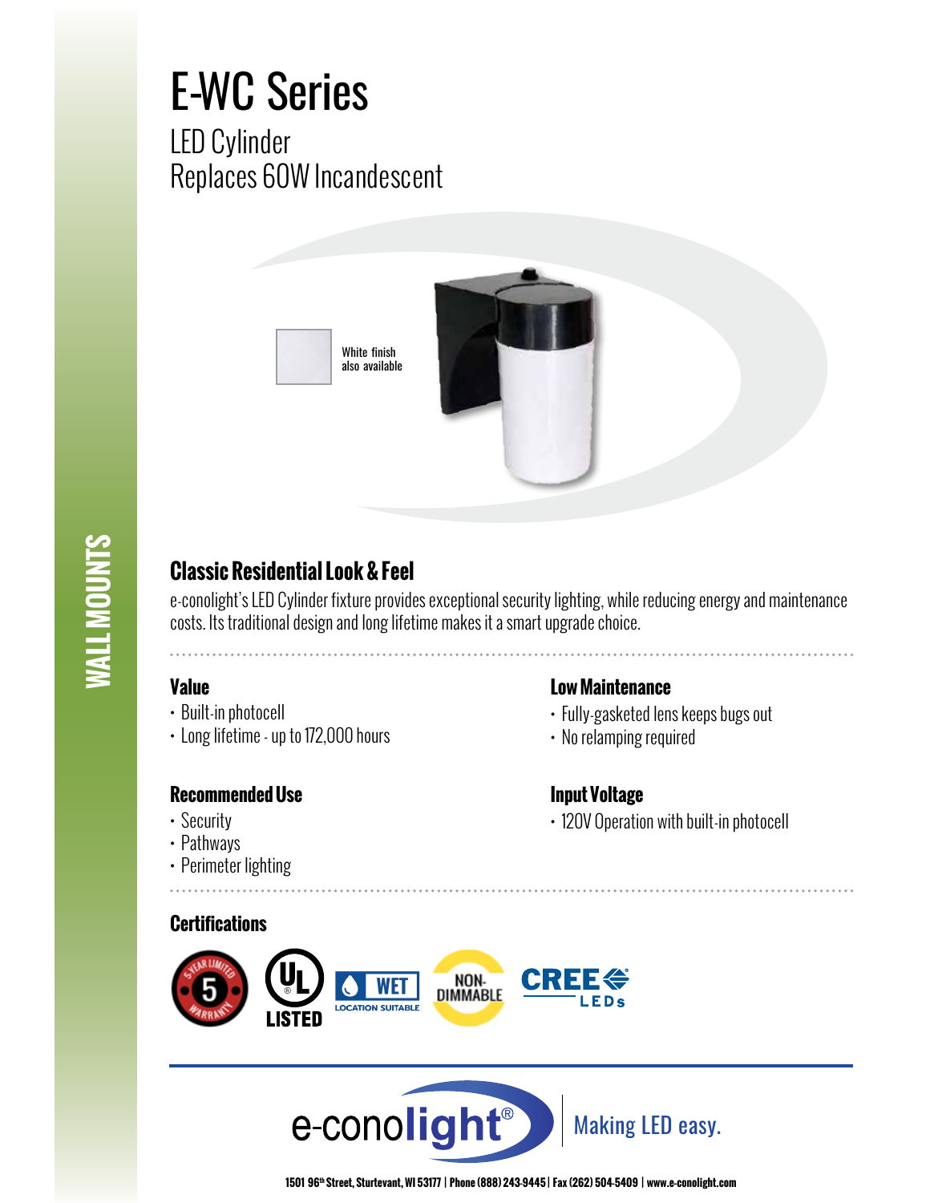# E-WC Series

## LED Cylinder
## Replaces 60W Incandescent

White finish also available

WALL MOUNTS

### Classic Residential Look & Feel

e-conolight's LED Cylinder fixture provides exceptional security lighting, while reducing energy and maintenance costs. Its traditional design and long lifetime makes it a smart upgrade choice.

### Value

- Built-in photocell
- Long lifetime - up to 172,000 hours

### Low Maintenance

- Fully-gasketed lens keeps bugs out
- No relamping required

### Recommended Use

- Security
- Pathways
- Perimeter lighting

### Input Voltage

- 120V Operation with built-in photocell

### Certifications

5 Year Limited Warranty | UL LISTED | WET LOCATION SUITABLE | NON-DIMMABLE | CREE LEDs

e-conolight® | Making LED easy.

1501 96th Street, Sturtevant, WI 53177 | Phone (888) 243-9445 | Fax (262) 504-5409 | www.e-conolight.com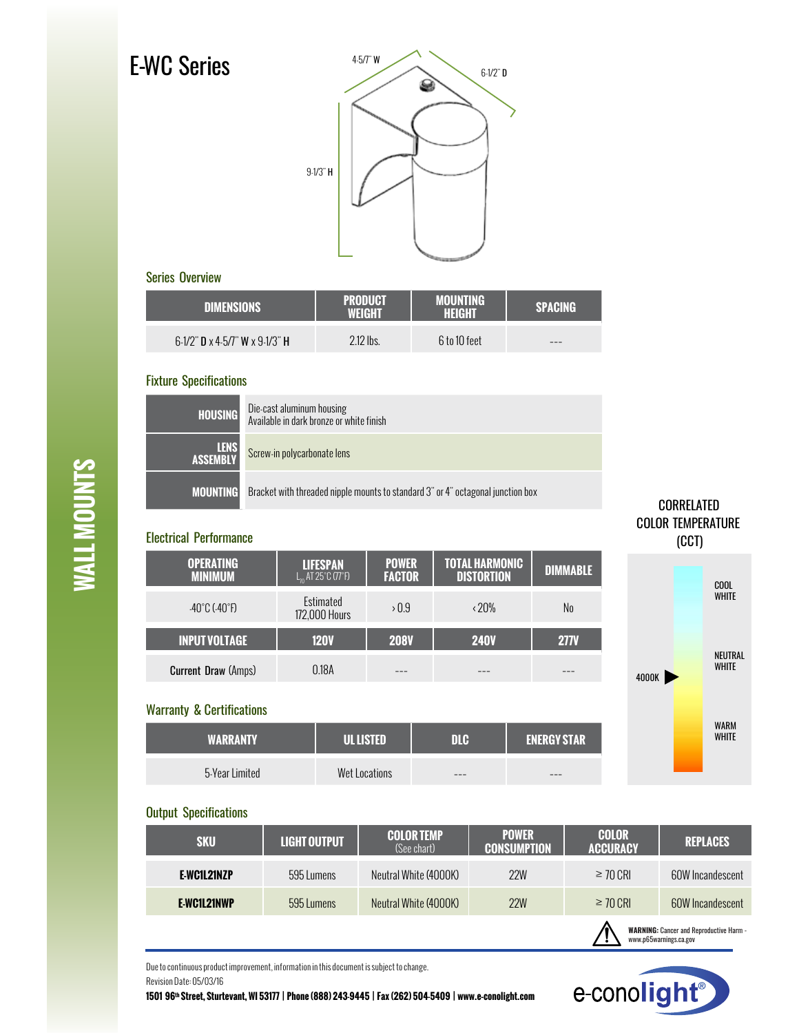# E-WC Series

4-5/7" W

6-1/2" D

9-1/3" H

WALL MOUNTS

## Series Overview

| DIMENSIONS | PRODUCT WEIGHT | MOUNTING HEIGHT | SPACING |
|---|---|---|---|
| 6-1/2" **D** x 4-5/7" **W** x 9-1/3" **H** | 2.12 lbs. | 6 to 10 feet | --- |

## Fixture Specifications

| | |
|---|---|
| **HOUSING** | Die-cast aluminum housing<br>Available in dark bronze or white finish |
| **LENS ASSEMBLY** | Screw-in polycarbonate lens |
| **MOUNTING** | Bracket with threaded nipple mounts to standard 3" or 4" octagonal junction box |

## Electrical Performance

| OPERATING MINIMUM | LIFESPAN $L_{70}$ AT 25°C (77°F) | POWER FACTOR | TOTAL HARMONIC DISTORTION | DIMMABLE |
|---|---|---|---|---|
| -40°C (-40°F) | Estimated 172,000 Hours | > 0.9 | < 20% | No |
| **INPUT VOLTAGE** | **120V** | **208V** | **240V** | **277V** |
| **Current Draw** (Amps) | 0.18A | --- | --- | --- |

## Warranty & Certifications

| WARRANTY | UL LISTED | DLC | ENERGY STAR |
|---|---|---|---|
| 5-Year Limited | Wet Locations | --- | --- |

CORRELATED COLOR TEMPERATURE (CCT)

COOL WHITE

NEUTRAL WHITE

4000K

WARM WHITE

## Output Specifications

| SKU | LIGHT OUTPUT | COLOR TEMP (See chart) | POWER CONSUMPTION | COLOR ACCURACY | REPLACES |
|---|---|---|---|---|---|
| **E-WC1L21NZP** | 595 Lumens | Neutral White (4000K) | 22W | ≥ 70 CRI | 60W Incandescent |
| **E-WC1L21NWP** | 595 Lumens | Neutral White (4000K) | 22W | ≥ 70 CRI | 60W Incandescent |

**WARNING:** Cancer and Reproductive Harm - www.p65warnings.ca.gov

Due to continuous product improvement, information in this document is subject to change.

Revision Date: 05/03/16

**1501 96th Street, Sturtevant, WI 53177 | Phone (888) 243-9445 | Fax (262) 504-5409 | www.e-conolight.com**

e-conolight®